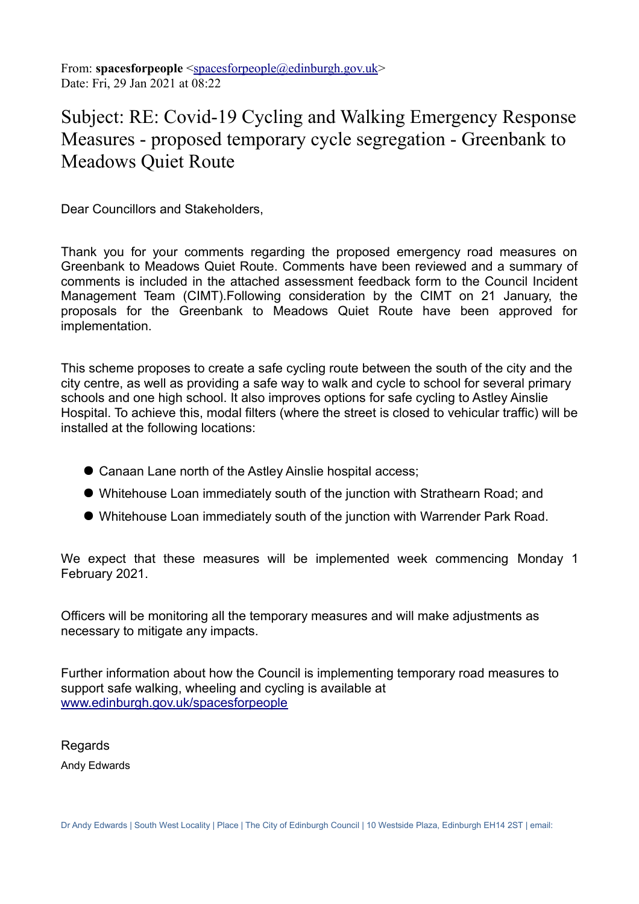From: **spacesforpeople** <spacesforpeople@edinburgh.gov.uk>
Date: Fri, 29 Jan 2021 at 08:22

# Subject: RE: Covid-19 Cycling and Walking Emergency Response Measures - proposed temporary cycle segregation - Greenbank to Meadows Quiet Route

Dear Councillors and Stakeholders,

Thank you for your comments regarding the proposed emergency road measures on Greenbank to Meadows Quiet Route. Comments have been reviewed and a summary of comments is included in the attached assessment feedback form to the Council Incident Management Team (CIMT).Following consideration by the CIMT on 21 January, the proposals for the Greenbank to Meadows Quiet Route have been approved for implementation.

This scheme proposes to create a safe cycling route between the south of the city and the city centre, as well as providing a safe way to walk and cycle to school for several primary schools and one high school. It also improves options for safe cycling to Astley Ainslie Hospital. To achieve this, modal filters (where the street is closed to vehicular traffic) will be installed at the following locations:

- Canaan Lane north of the Astley Ainslie hospital access;
- Whitehouse Loan immediately south of the junction with Strathearn Road; and
- Whitehouse Loan immediately south of the junction with Warrender Park Road.

We expect that these measures will be implemented week commencing Monday 1 February 2021.

Officers will be monitoring all the temporary measures and will make adjustments as necessary to mitigate any impacts.

Further information about how the Council is implementing temporary road measures to support safe walking, wheeling and cycling is available at [www.edinburgh.gov.uk/spacesforpeople](www.edinburgh.gov.uk/spacesforpeople)

Regards
Andy Edwards

Dr Andy Edwards | South West Locality | Place | The City of Edinburgh Council | 10 Westside Plaza, Edinburgh EH14 2ST | email: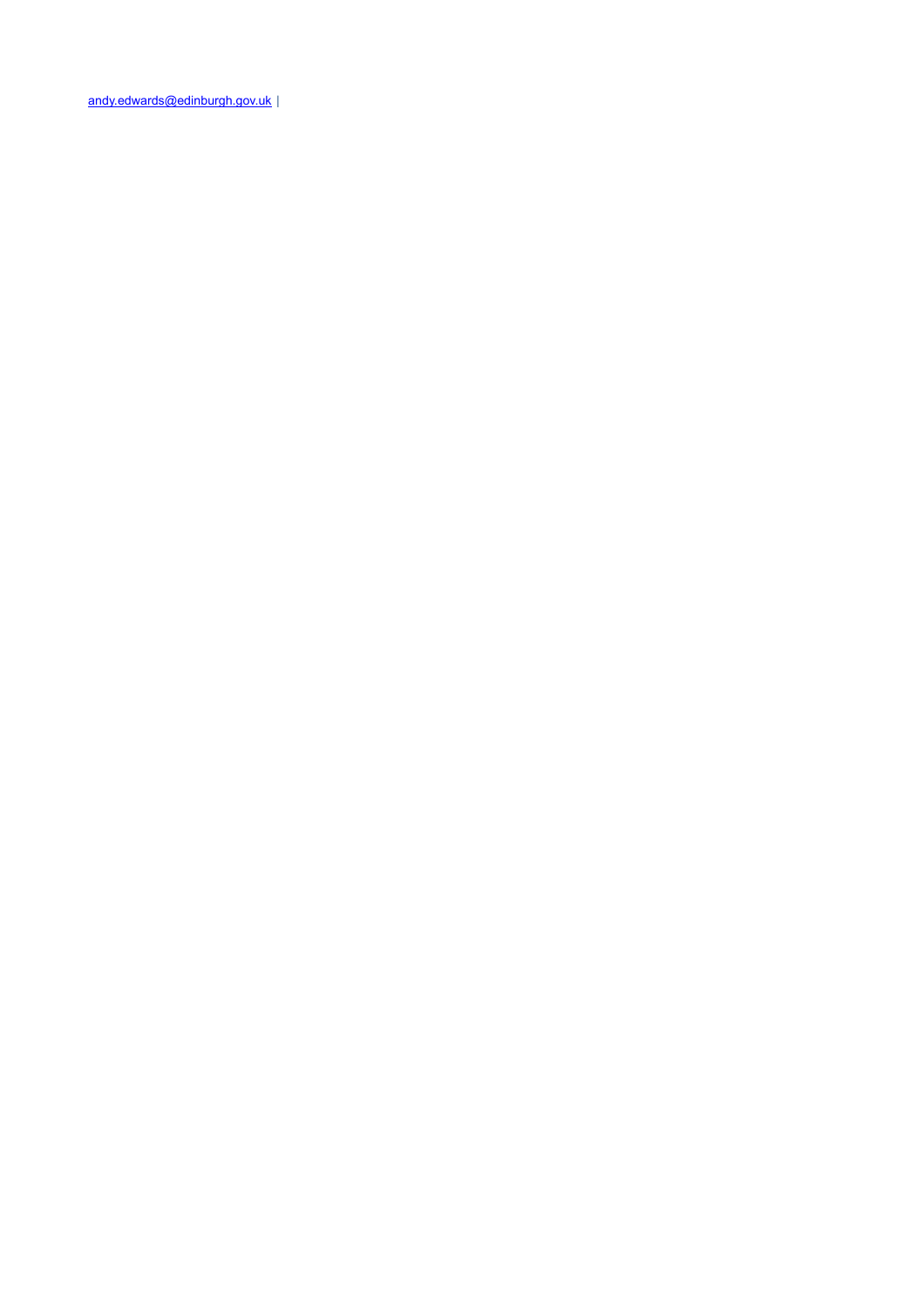andy.edwards@edinburgh.gov.uk |